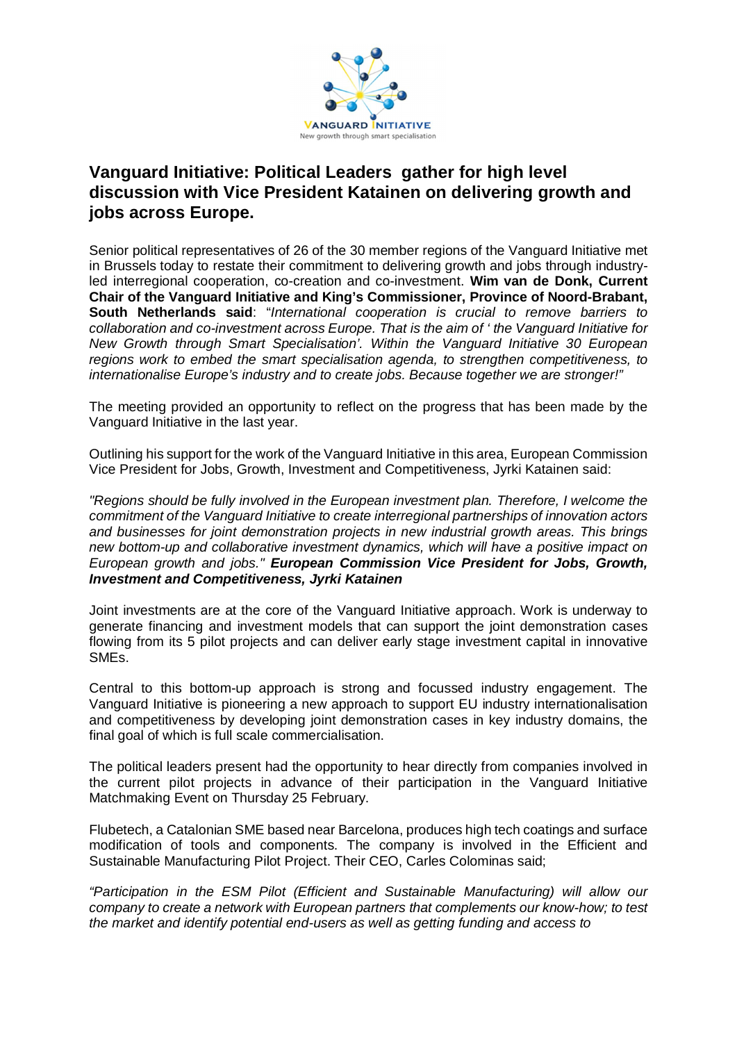# Vanguard Initiative: Political Leaders gather for high level discussion with Vice President Katainen on delivering growth and jobs across Europe.

Senior political representatives of 26 of the 30 member regions of the Vanguard Initiative met in Brussels today to restate their commitment to delivering growth and jobs through industry-led interregional cooperation, co-creation and co-investment. **Wim van de Donk, Current Chair of the Vanguard Initiative and King's Commissioner, Province of Noord-Brabant, South Netherlands said**: "*International cooperation is crucial to remove barriers to collaboration and co-investment across Europe. That is the aim of ' the Vanguard Initiative for New Growth through Smart Specialisation'. Within the Vanguard Initiative 30 European regions work to embed the smart specialisation agenda, to strengthen competitiveness, to internationalise Europe's industry and to create jobs. Because together we are stronger!"*

The meeting provided an opportunity to reflect on the progress that has been made by the Vanguard Initiative in the last year.

Outlining his support for the work of the Vanguard Initiative in this area, European Commission Vice President for Jobs, Growth, Investment and Competitiveness, Jyrki Katainen said:

*"Regions should be fully involved in the European investment plan. Therefore, I welcome the commitment of the Vanguard Initiative to create interregional partnerships of innovation actors and businesses for joint demonstration projects in new industrial growth areas. This brings new bottom-up and collaborative investment dynamics, which will have a positive impact on European growth and jobs."* ***European Commission Vice President for Jobs, Growth, Investment and Competitiveness, Jyrki Katainen***

Joint investments are at the core of the Vanguard Initiative approach. Work is underway to generate financing and investment models that can support the joint demonstration cases flowing from its 5 pilot projects and can deliver early stage investment capital in innovative SMEs.

Central to this bottom-up approach is strong and focussed industry engagement. The Vanguard Initiative is pioneering a new approach to support EU industry internationalisation and competitiveness by developing joint demonstration cases in key industry domains, the final goal of which is full scale commercialisation.

The political leaders present had the opportunity to hear directly from companies involved in the current pilot projects in advance of their participation in the Vanguard Initiative Matchmaking Event on Thursday 25 February.

Flubetech, a Catalonian SME based near Barcelona, produces high tech coatings and surface modification of tools and components. The company is involved in the Efficient and Sustainable Manufacturing Pilot Project. Their CEO, Carles Colominas said;

*"Participation in the ESM Pilot (Efficient and Sustainable Manufacturing) will allow our company to create a network with European partners that complements our know-how; to test the market and identify potential end-users as well as getting funding and access to*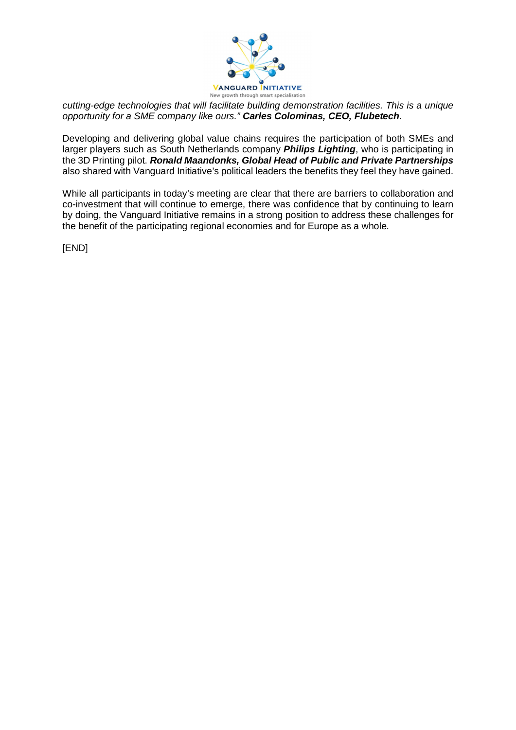*cutting-edge technologies that will facilitate building demonstration facilities. This is a unique opportunity for a SME company like ours."* ***Carles Colominas, CEO, Flubetech***.

Developing and delivering global value chains requires the participation of both SMEs and larger players such as South Netherlands company ***Philips Lighting***, who is participating in the 3D Printing pilot. ***Ronald Maandonks, Global Head of Public and Private Partnerships*** also shared with Vanguard Initiative's political leaders the benefits they feel they have gained.

While all participants in today's meeting are clear that there are barriers to collaboration and co-investment that will continue to emerge, there was confidence that by continuing to learn by doing, the Vanguard Initiative remains in a strong position to address these challenges for the benefit of the participating regional economies and for Europe as a whole.

[END]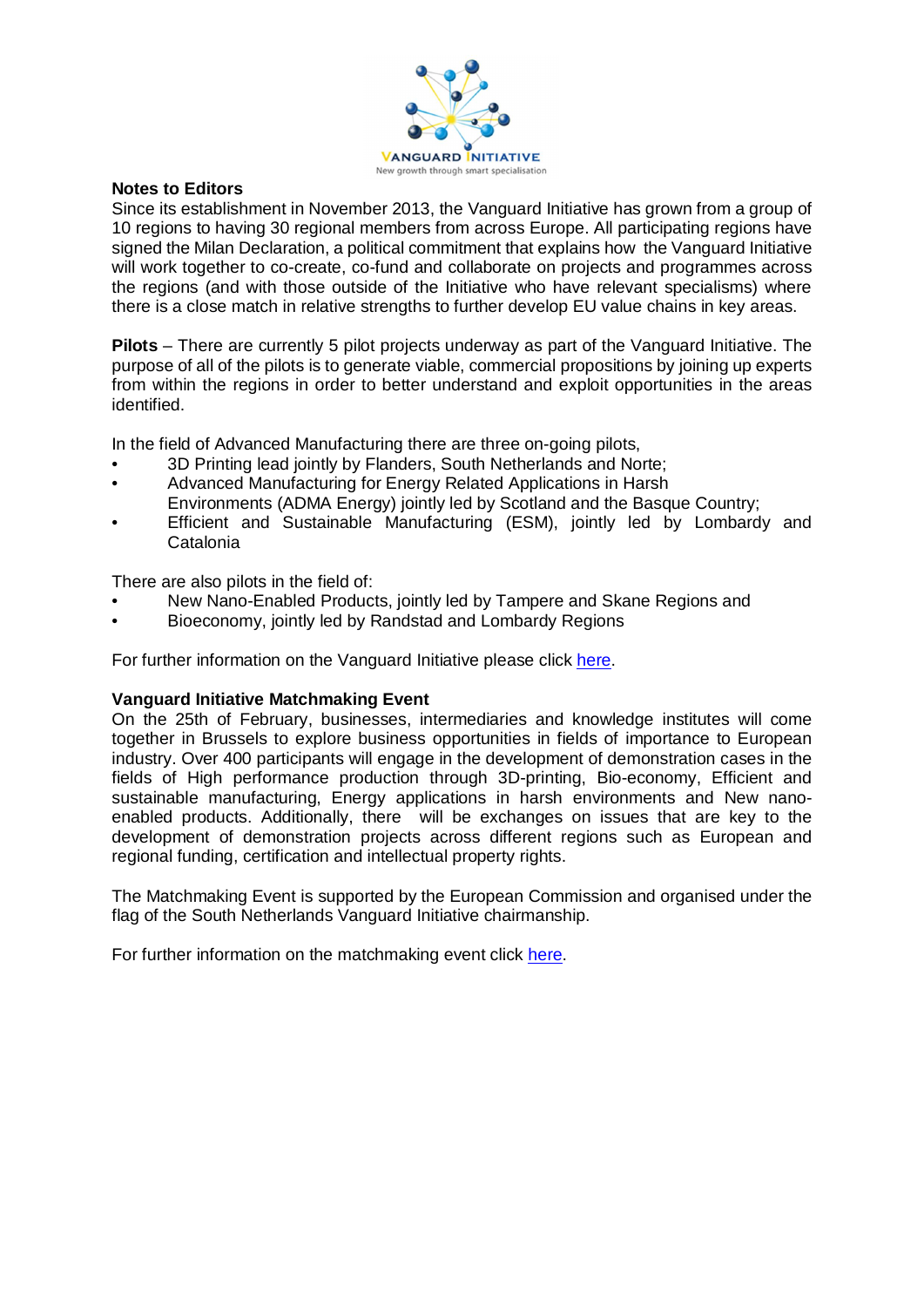**Notes to Editors**

Since its establishment in November 2013, the Vanguard Initiative has grown from a group of 10 regions to having 30 regional members from across Europe. All participating regions have signed the Milan Declaration, a political commitment that explains how the Vanguard Initiative will work together to co-create, co-fund and collaborate on projects and programmes across the regions (and with those outside of the Initiative who have relevant specialisms) where there is a close match in relative strengths to further develop EU value chains in key areas.

**Pilots** – There are currently 5 pilot projects underway as part of the Vanguard Initiative. The purpose of all of the pilots is to generate viable, commercial propositions by joining up experts from within the regions in order to better understand and exploit opportunities in the areas identified.

In the field of Advanced Manufacturing there are three on-going pilots,

- 3D Printing lead jointly by Flanders, South Netherlands and Norte;
- Advanced Manufacturing for Energy Related Applications in Harsh Environments (ADMA Energy) jointly led by Scotland and the Basque Country;
- Efficient and Sustainable Manufacturing (ESM), jointly led by Lombardy and Catalonia

There are also pilots in the field of:

- New Nano-Enabled Products, jointly led by Tampere and Skane Regions and
- Bioeconomy, jointly led by Randstad and Lombardy Regions

For further information on the Vanguard Initiative please click here.

**Vanguard Initiative Matchmaking Event**

On the 25th of February, businesses, intermediaries and knowledge institutes will come together in Brussels to explore business opportunities in fields of importance to European industry. Over 400 participants will engage in the development of demonstration cases in the fields of High performance production through 3D-printing, Bio-economy, Efficient and sustainable manufacturing, Energy applications in harsh environments and New nano-enabled products. Additionally, there will be exchanges on issues that are key to the development of demonstration projects across different regions such as European and regional funding, certification and intellectual property rights.

The Matchmaking Event is supported by the European Commission and organised under the flag of the South Netherlands Vanguard Initiative chairmanship.

For further information on the matchmaking event click here.